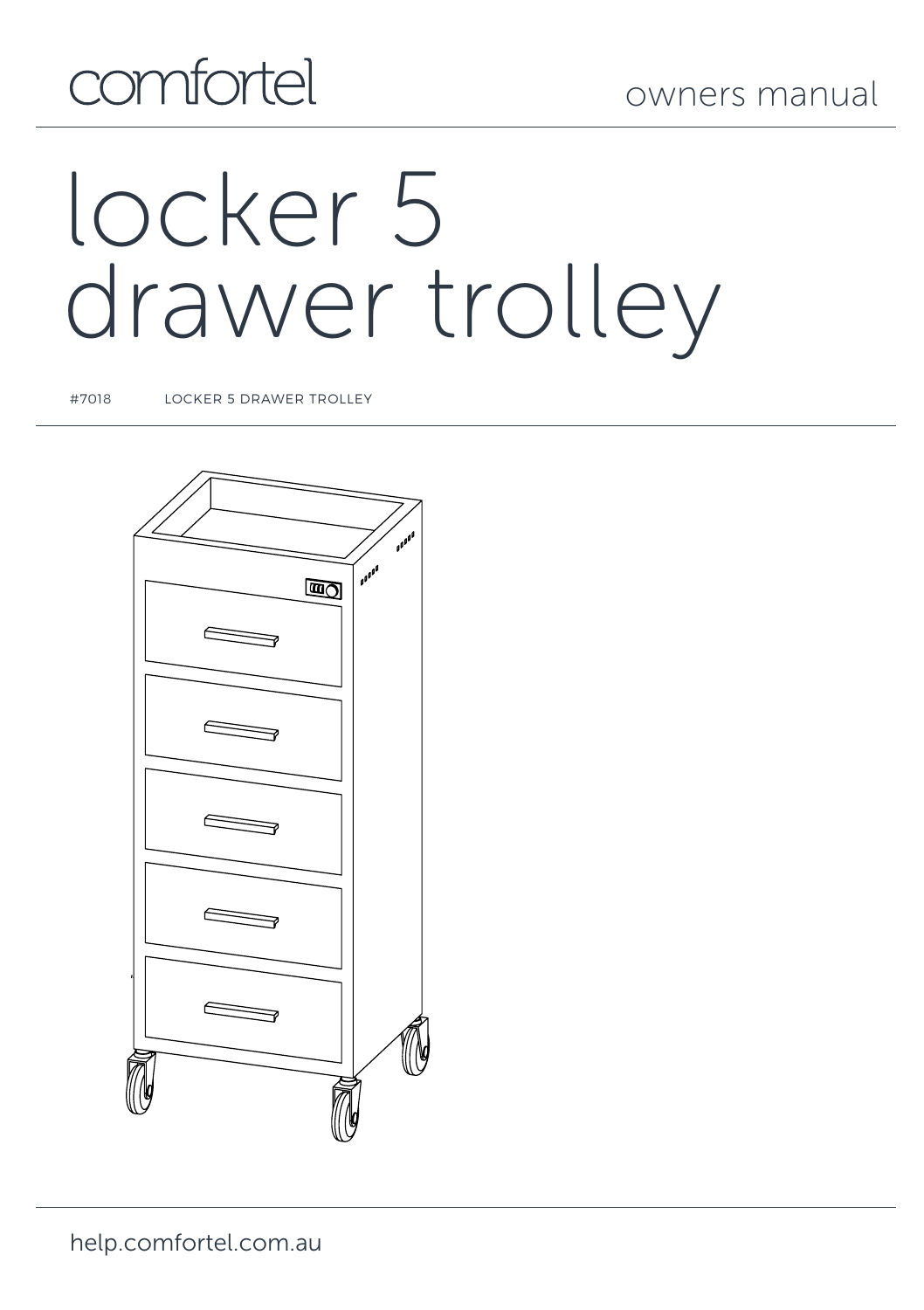comfortel

owners manual

# locker 5 drawer trolley

#7018 LOCKER 5 DRAWER TROLLEY

help.comfortel.com.au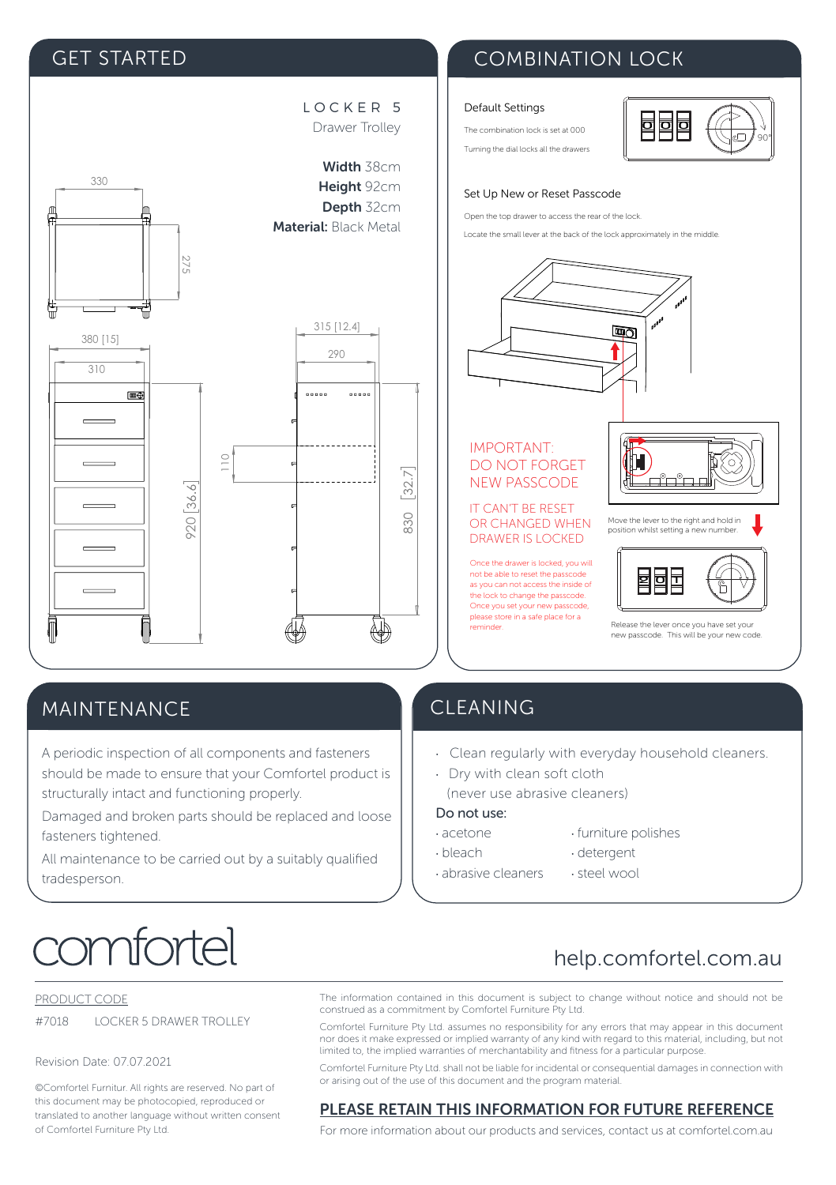## GET STARTED

LOCKER 5
Drawer Trolley

**Width** 38cm
**Height** 92cm
**Depth** 32cm
**Material:** Black Metal

330
275
380 [15]
310
920 [36.6]
110
315 [12.4]
290
830 [32.7]

## COMBINATION LOCK

Default Settings

The combination lock is set at 000

Turning the dial locks all the drawers

90°

Set Up New or Reset Passcode

Open the top drawer to access the rear of the lock.

Locate the small lever at the back of the lock approximately in the middle.

IMPORTANT:
DO NOT FORGET
NEW PASSCODE

IT CAN'T BE RESET
OR CHANGED WHEN
DRAWER IS LOCKED

Once the drawer is locked, you will not be able to reset the passcode as you can not access the inside of the lock to change the passcode. Once you set your new passcode, please store in a safe place for a reminder.

Move the lever to the right and hold in position whilst setting a new number.

Release the lever once you have set your new passcode. This will be your new code.

## MAINTENANCE

A periodic inspection of all components and fasteners should be made to ensure that your Comfortel product is structurally intact and functioning properly.

Damaged and broken parts should be replaced and loose fasteners tightened.

All maintenance to be carried out by a suitably qualified tradesperson.

## CLEANING

- Clean regularly with everyday household cleaners.
- Dry with clean soft cloth
  (never use abrasive cleaners)

Do not use:

- acetone
- bleach
- abrasive cleaners
- furniture polishes
- detergent
- steel wool

comfortel

help.comfortel.com.au

PRODUCT CODE

#7018 LOCKER 5 DRAWER TROLLEY

Revision Date: 07.07.2021

©Comfortel Furnitur. All rights are reserved. No part of this document may be photocopied, reproduced or translated to another language without written consent of Comfortel Furniture Pty Ltd.

The information contained in this document is subject to change without notice and should not be construed as a commitment by Comfortel Furniture Pty Ltd.

Comfortel Furniture Pty Ltd. assumes no responsibility for any errors that may appear in this document nor does it make expressed or implied warranty of any kind with regard to this material, including, but not limited to, the implied warranties of merchantability and fitness for a particular purpose.

Comfortel Furniture Pty Ltd. shall not be liable for incidental or consequential damages in connection with or arising out of the use of this document and the program material.

**PLEASE RETAIN THIS INFORMATION FOR FUTURE REFERENCE**

For more information about our products and services, contact us at comfortel.com.au